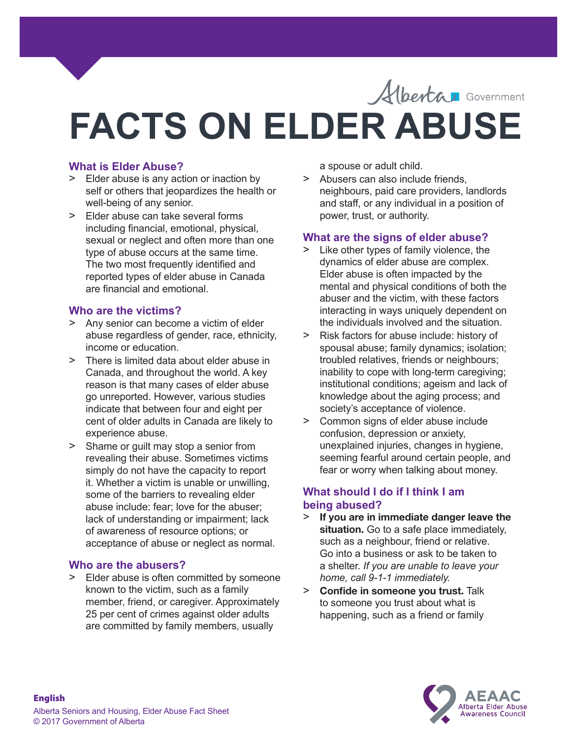Alberta Government

# FACTS ON ELDER ABUSE

## What is Elder Abuse?

- Elder abuse is any action or inaction by self or others that jeopardizes the health or well-being of any senior.
- Elder abuse can take several forms including financial, emotional, physical, sexual or neglect and often more than one type of abuse occurs at the same time. The two most frequently identified and reported types of elder abuse in Canada are financial and emotional.

## Who are the victims?

- Any senior can become a victim of elder abuse regardless of gender, race, ethnicity, income or education.
- There is limited data about elder abuse in Canada, and throughout the world. A key reason is that many cases of elder abuse go unreported. However, various studies indicate that between four and eight per cent of older adults in Canada are likely to experience abuse.
- Shame or guilt may stop a senior from revealing their abuse. Sometimes victims simply do not have the capacity to report it. Whether a victim is unable or unwilling, some of the barriers to revealing elder abuse include: fear; love for the abuser; lack of understanding or impairment; lack of awareness of resource options; or acceptance of abuse or neglect as normal.

## Who are the abusers?

- Elder abuse is often committed by someone known to the victim, such as a family member, friend, or caregiver. Approximately 25 per cent of crimes against older adults are committed by family members, usually a spouse or adult child.
- Abusers can also include friends, neighbours, paid care providers, landlords and staff, or any individual in a position of power, trust, or authority.

## What are the signs of elder abuse?

- Like other types of family violence, the dynamics of elder abuse are complex. Elder abuse is often impacted by the mental and physical conditions of both the abuser and the victim, with these factors interacting in ways uniquely dependent on the individuals involved and the situation.
- Risk factors for abuse include: history of spousal abuse; family dynamics; isolation; troubled relatives, friends or neighbours; inability to cope with long-term caregiving; institutional conditions; ageism and lack of knowledge about the aging process; and society's acceptance of violence.
- Common signs of elder abuse include confusion, depression or anxiety, unexplained injuries, changes in hygiene, seeming fearful around certain people, and fear or worry when talking about money.

## What should I do if I think I am being abused?

- **If you are in immediate danger leave the situation.** Go to a safe place immediately, such as a neighbour, friend or relative. Go into a business or ask to be taken to a shelter. *If you are unable to leave your home, call 9-1-1 immediately.*
- **Confide in someone you trust.** Talk to someone you trust about what is happening, such as a friend or family

**English**

Alberta Seniors and Housing, Elder Abuse Fact Sheet
© 2017 Government of Alberta

AEAAC Alberta Elder Abuse Awareness Council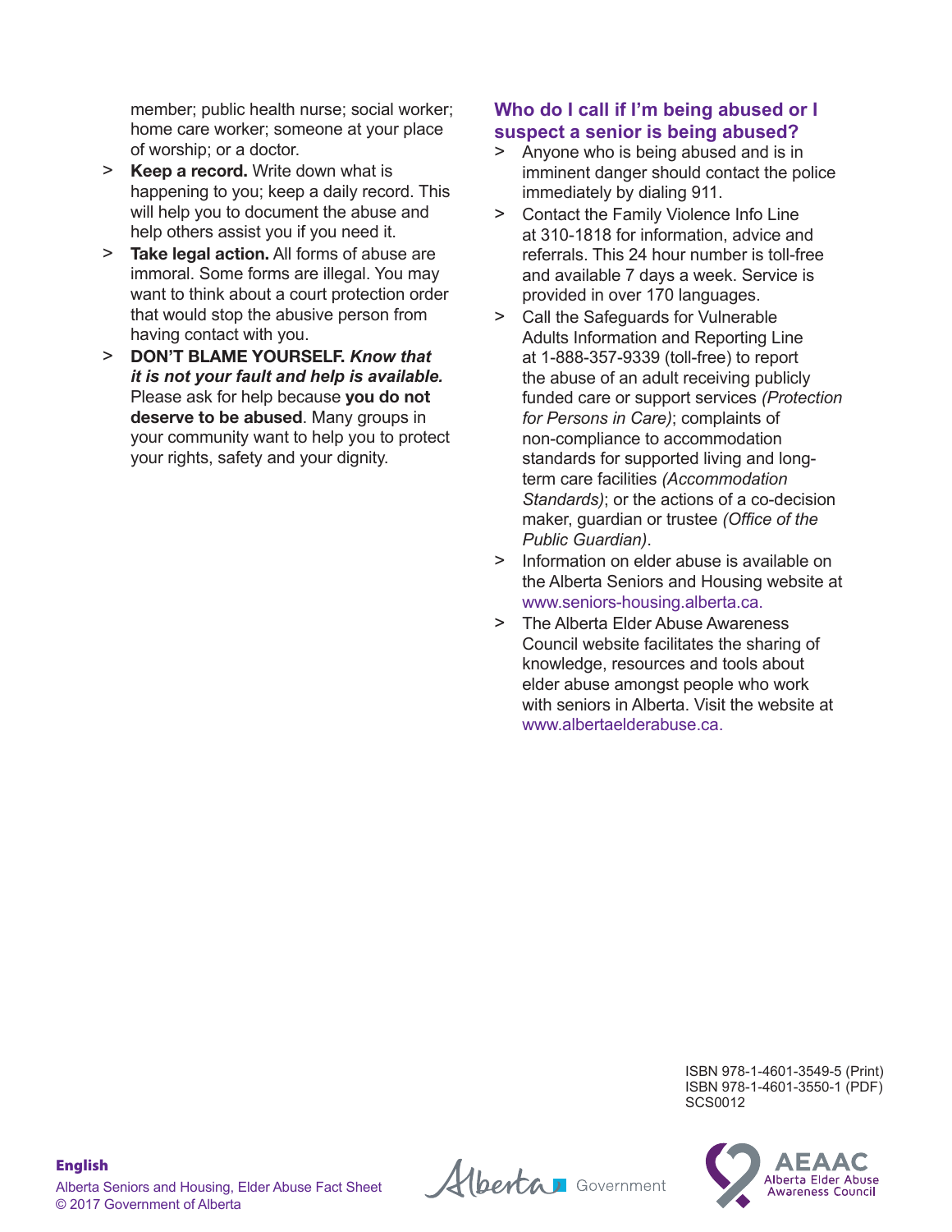member; public health nurse; social worker; home care worker; someone at your place of worship; or a doctor.

> **Keep a record.** Write down what is happening to you; keep a daily record. This will help you to document the abuse and help others assist you if you need it.

> **Take legal action.** All forms of abuse are immoral. Some forms are illegal. You may want to think about a court protection order that would stop the abusive person from having contact with you.

> **DON'T BLAME YOURSELF.** ***Know that it is not your fault and help is available.*** Please ask for help because **you do not deserve to be abused**. Many groups in your community want to help you to protect your rights, safety and your dignity.

## Who do I call if I'm being abused or I suspect a senior is being abused?

> Anyone who is being abused and is in imminent danger should contact the police immediately by dialing 911.

> Contact the Family Violence Info Line at 310-1818 for information, advice and referrals. This 24 hour number is toll-free and available 7 days a week. Service is provided in over 170 languages.

> Call the Safeguards for Vulnerable Adults Information and Reporting Line at 1-888-357-9339 (toll-free) to report the abuse of an adult receiving publicly funded care or support services *(Protection for Persons in Care)*; complaints of non-compliance to accommodation standards for supported living and long-term care facilities *(Accommodation Standards)*; or the actions of a co-decision maker, guardian or trustee *(Office of the Public Guardian)*.

> Information on elder abuse is available on the Alberta Seniors and Housing website at www.seniors-housing.alberta.ca.

> The Alberta Elder Abuse Awareness Council website facilitates the sharing of knowledge, resources and tools about elder abuse amongst people who work with seniors in Alberta. Visit the website at www.albertaelderabuse.ca.

ISBN 978-1-4601-3549-5 (Print)
ISBN 978-1-4601-3550-1 (PDF)
SCS0012

**English**
Alberta Seniors and Housing, Elder Abuse Fact Sheet
© 2017 Government of Alberta

Alberta Government

AEAAC Alberta Elder Abuse Awareness Council